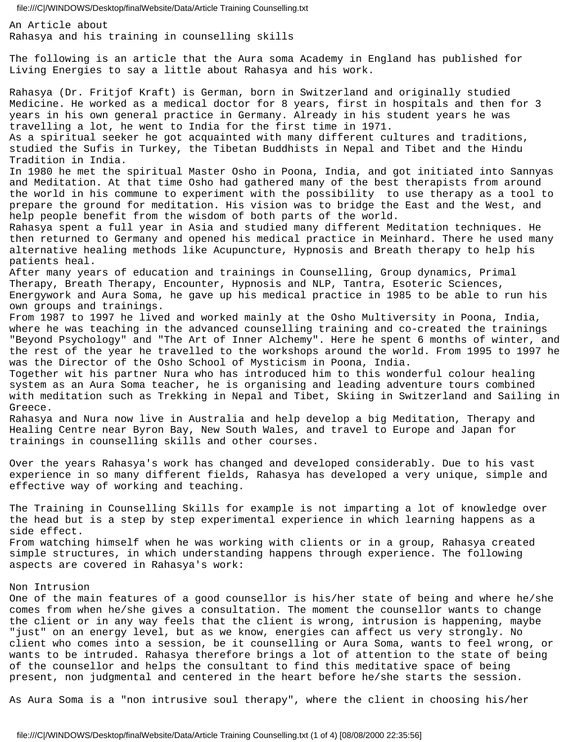# An Article about Rahasya and his training in counselling skills

The following is an article that the Aura soma Academy in England has published for Living Energies to say a little about Rahasya and his work.

Rahasya (Dr. Fritjof Kraft) is German, born in Switzerland and originally studied Medicine. He worked as a medical doctor for 8 years, first in hospitals and then for 3 years in his own general practice in Germany. Already in his student years he was travelling a lot, he went to India for the first time in 1971.

As a spiritual seeker he got acquainted with many different cultures and traditions, studied the Sufis in Turkey, the Tibetan Buddhists in Nepal and Tibet and the Hindu Tradition in India.

In 1980 he met the spiritual Master Osho in Poona, India, and got initiated into Sannyas and Meditation. At that time Osho had gathered many of the best therapists from around the world in his commune to experiment with the possibility to use therapy as a tool to prepare the ground for meditation. His vision was to bridge the East and the West, and help people benefit from the wisdom of both parts of the world.

Rahasya spent a full year in Asia and studied many different Meditation techniques. He then returned to Germany and opened his medical practice in Meinhard. There he used many alternative healing methods like Acupuncture, Hypnosis and Breath therapy to help his patients heal.

After many years of education and trainings in Counselling, Group dynamics, Primal Therapy, Breath Therapy, Encounter, Hypnosis and NLP, Tantra, Esoteric Sciences, Energywork and Aura Soma, he gave up his medical practice in 1985 to be able to run his own groups and trainings.

From 1987 to 1997 he lived and worked mainly at the Osho Multiversity in Poona, India, where he was teaching in the advanced counselling training and co-created the trainings "Beyond Psychology" and "The Art of Inner Alchemy". Here he spent 6 months of winter, and the rest of the year he travelled to the workshops around the world. From 1995 to 1997 he was the Director of the Osho School of Mysticism in Poona, India.

Together wit his partner Nura who has introduced him to this wonderful colour healing system as an Aura Soma teacher, he is organising and leading adventure tours combined with meditation such as Trekking in Nepal and Tibet, Skiing in Switzerland and Sailing in Greece.

Rahasya and Nura now live in Australia and help develop a big Meditation, Therapy and Healing Centre near Byron Bay, New South Wales, and travel to Europe and Japan for trainings in counselling skills and other courses.

Over the years Rahasya's work has changed and developed considerably. Due to his vast experience in so many different fields, Rahasya has developed a very unique, simple and effective way of working and teaching.

The Training in Counselling Skills for example is not imparting a lot of knowledge over the head but is a step by step experimental experience in which learning happens as a side effect.

From watching himself when he was working with clients or in a group, Rahasya created simple structures, in which understanding happens through experience. The following aspects are covered in Rahasya's work:

## Non Intrusion

One of the main features of a good counsellor is his/her state of being and where he/she comes from when he/she gives a consultation. The moment the counsellor wants to change the client or in any way feels that the client is wrong, intrusion is happening, maybe "just" on an energy level, but as we know, energies can affect us very strongly. No client who comes into a session, be it counselling or Aura Soma, wants to feel wrong, or wants to be intruded. Rahasya therefore brings a lot of attention to the state of being of the counsellor and helps the consultant to find this meditative space of being present, non judgmental and centered in the heart before he/she starts the session.

As Aura Soma is a "non intrusive soul therapy", where the client in choosing his/her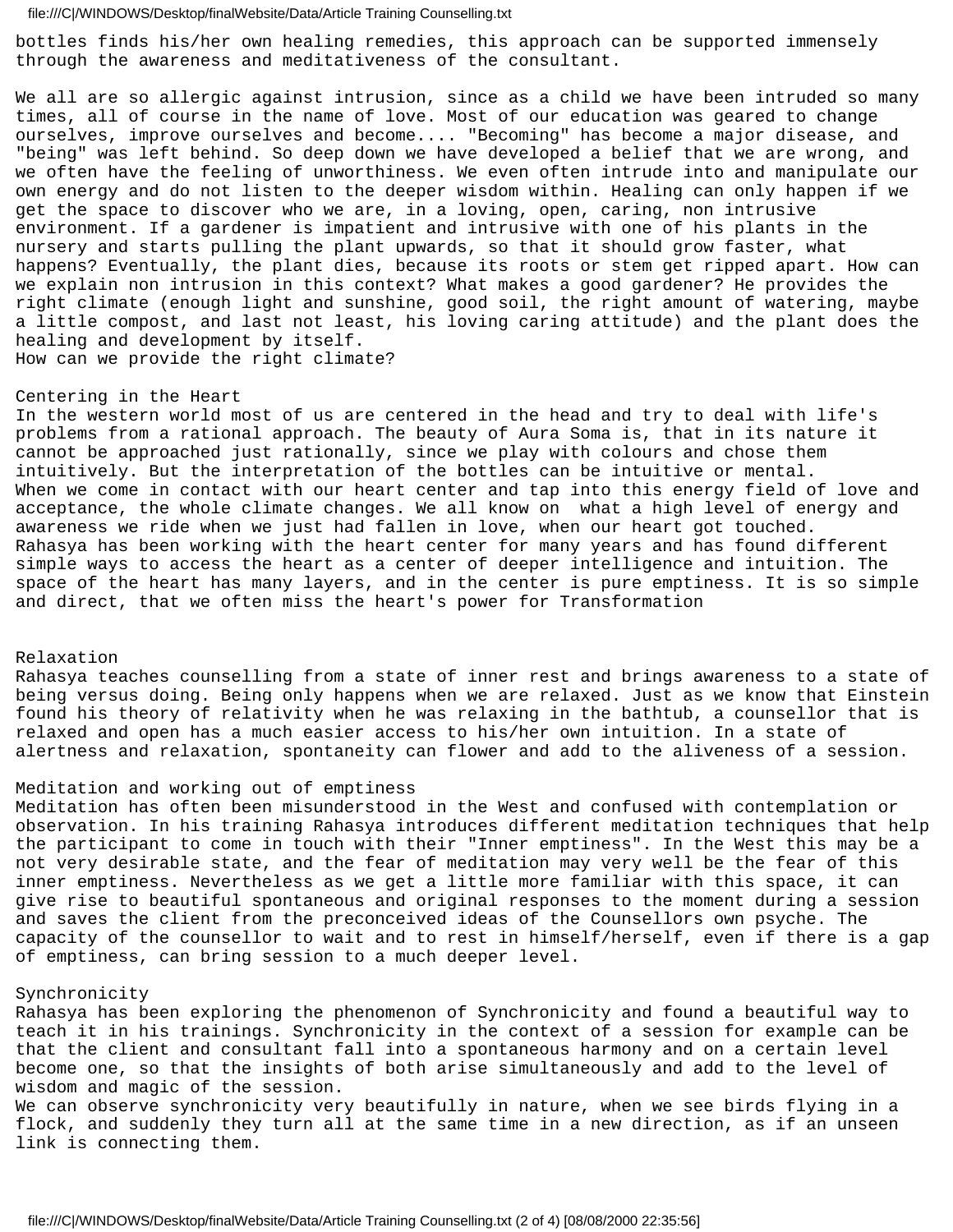bottles finds his/her own healing remedies, this approach can be supported immensely through the awareness and meditativeness of the consultant.

We all are so allergic against intrusion, since as a child we have been intruded so many times, all of course in the name of love. Most of our education was geared to change ourselves, improve ourselves and become.... "Becoming" has become a major disease, and "being" was left behind. So deep down we have developed a belief that we are wrong, and we often have the feeling of unworthiness. We even often intrude into and manipulate our own energy and do not listen to the deeper wisdom within. Healing can only happen if we get the space to discover who we are, in a loving, open, caring, non intrusive environment. If a gardener is impatient and intrusive with one of his plants in the nursery and starts pulling the plant upwards, so that it should grow faster, what happens? Eventually, the plant dies, because its roots or stem get ripped apart. How can we explain non intrusion in this context? What makes a good gardener? He provides the right climate (enough light and sunshine, good soil, the right amount of watering, maybe a little compost, and last not least, his loving caring attitude) and the plant does the healing and development by itself.
How can we provide the right climate?

## Centering in the Heart

In the western world most of us are centered in the head and try to deal with life's problems from a rational approach. The beauty of Aura Soma is, that in its nature it cannot be approached just rationally, since we play with colours and chose them intuitively. But the interpretation of the bottles can be intuitive or mental.
When we come in contact with our heart center and tap into this energy field of love and acceptance, the whole climate changes. We all know on what a high level of energy and awareness we ride when we just had fallen in love, when our heart got touched.
Rahasya has been working with the heart center for many years and has found different simple ways to access the heart as a center of deeper intelligence and intuition. The space of the heart has many layers, and in the center is pure emptiness. It is so simple and direct, that we often miss the heart's power for Transformation

## Relaxation

Rahasya teaches counselling from a state of inner rest and brings awareness to a state of being versus doing. Being only happens when we are relaxed. Just as we know that Einstein found his theory of relativity when he was relaxing in the bathtub, a counsellor that is relaxed and open has a much easier access to his/her own intuition. In a state of alertness and relaxation, spontaneity can flower and add to the aliveness of a session.

## Meditation and working out of emptiness

Meditation has often been misunderstood in the West and confused with contemplation or observation. In his training Rahasya introduces different meditation techniques that help the participant to come in touch with their "Inner emptiness". In the West this may be a not very desirable state, and the fear of meditation may very well be the fear of this inner emptiness. Nevertheless as we get a little more familiar with this space, it can give rise to beautiful spontaneous and original responses to the moment during a session and saves the client from the preconceived ideas of the Counsellors own psyche. The capacity of the counsellor to wait and to rest in himself/herself, even if there is a gap of emptiness, can bring session to a much deeper level.

## Synchronicity

Rahasya has been exploring the phenomenon of Synchronicity and found a beautiful way to teach it in his trainings. Synchronicity in the context of a session for example can be that the client and consultant fall into a spontaneous harmony and on a certain level become one, so that the insights of both arise simultaneously and add to the level of wisdom and magic of the session.
We can observe synchronicity very beautifully in nature, when we see birds flying in a flock, and suddenly they turn all at the same time in a new direction, as if an unseen link is connecting them.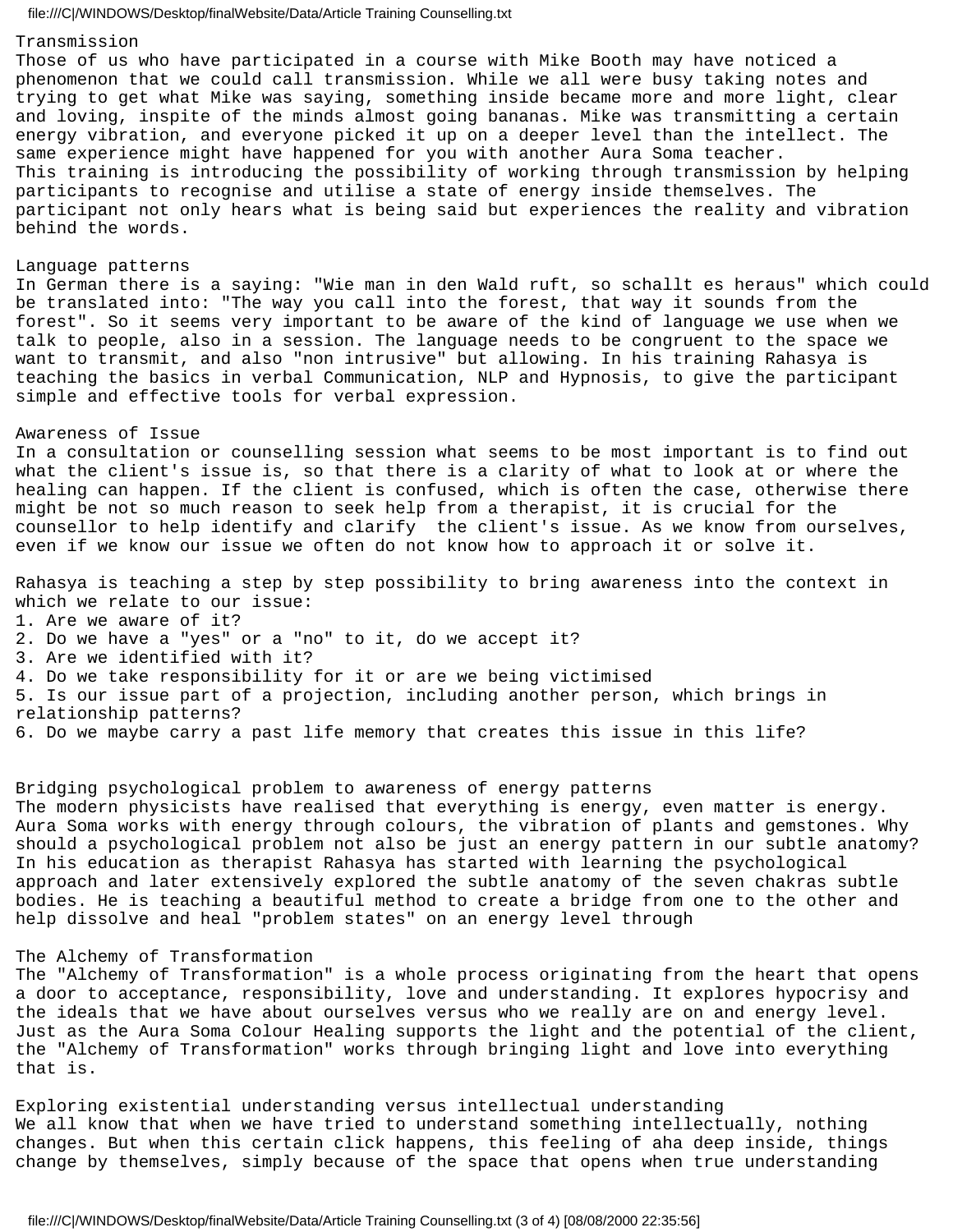## Transmission

Those of us who have participated in a course with Mike Booth may have noticed a phenomenon that we could call transmission. While we all were busy taking notes and trying to get what Mike was saying, something inside became more and more light, clear and loving, inspite of the minds almost going bananas. Mike was transmitting a certain energy vibration, and everyone picked it up on a deeper level than the intellect. The same experience might have happened for you with another Aura Soma teacher.

This training is introducing the possibility of working through transmission by helping participants to recognise and utilise a state of energy inside themselves. The participant not only hears what is being said but experiences the reality and vibration behind the words.

## Language patterns

In German there is a saying: "Wie man in den Wald ruft, so schallt es heraus" which could be translated into: "The way you call into the forest, that way it sounds from the forest". So it seems very important to be aware of the kind of language we use when we talk to people, also in a session. The language needs to be congruent to the space we want to transmit, and also "non intrusive" but allowing. In his training Rahasya is teaching the basics in verbal Communication, NLP and Hypnosis, to give the participant simple and effective tools for verbal expression.

## Awareness of Issue

In a consultation or counselling session what seems to be most important is to find out what the client's issue is, so that there is a clarity of what to look at or where the healing can happen. If the client is confused, which is often the case, otherwise there might be not so much reason to seek help from a therapist, it is crucial for the counsellor to help identify and clarify the client's issue. As we know from ourselves, even if we know our issue we often do not know how to approach it or solve it.

Rahasya is teaching a step by step possibility to bring awareness into the context in which we relate to our issue:

1. Are we aware of it?
2. Do we have a "yes" or a "no" to it, do we accept it?
3. Are we identified with it?
4. Do we take responsibility for it or are we being victimised
5. Is our issue part of a projection, including another person, which brings in relationship patterns?
6. Do we maybe carry a past life memory that creates this issue in this life?

## Bridging psychological problem to awareness of energy patterns

The modern physicists have realised that everything is energy, even matter is energy. Aura Soma works with energy through colours, the vibration of plants and gemstones. Why should a psychological problem not also be just an energy pattern in our subtle anatomy? In his education as therapist Rahasya has started with learning the psychological approach and later extensively explored the subtle anatomy of the seven chakras subtle bodies. He is teaching a beautiful method to create a bridge from one to the other and help dissolve and heal "problem states" on an energy level through

## The Alchemy of Transformation

The "Alchemy of Transformation" is a whole process originating from the heart that opens a door to acceptance, responsibility, love and understanding. It explores hypocrisy and the ideals that we have about ourselves versus who we really are on and energy level. Just as the Aura Soma Colour Healing supports the light and the potential of the client, the "Alchemy of Transformation" works through bringing light and love into everything that is.

## Exploring existential understanding versus intellectual understanding

We all know that when we have tried to understand something intellectually, nothing changes. But when this certain click happens, this feeling of aha deep inside, things change by themselves, simply because of the space that opens when true understanding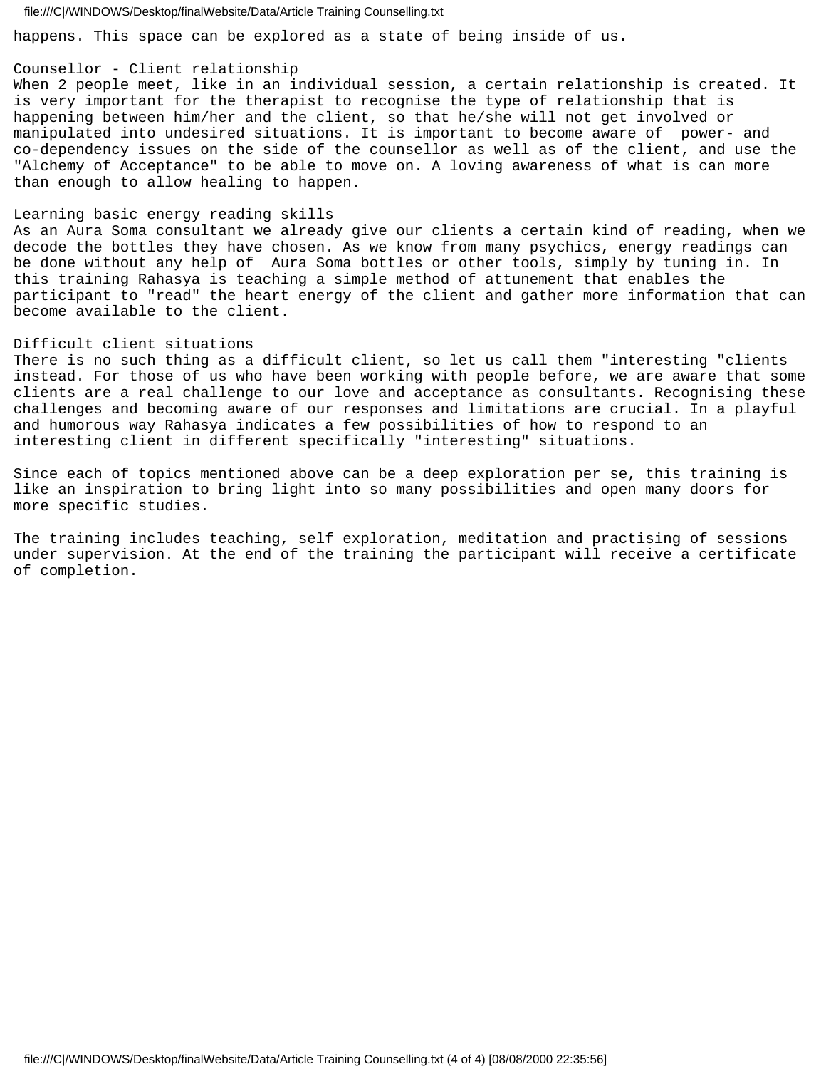happens. This space can be explored as a state of being inside of us.

### Counsellor - Client relationship

When 2 people meet, like in an individual session, a certain relationship is created. It is very important for the therapist to recognise the type of relationship that is happening between him/her and the client, so that he/she will not get involved or manipulated into undesired situations. It is important to become aware of power- and co-dependency issues on the side of the counsellor as well as of the client, and use the "Alchemy of Acceptance" to be able to move on. A loving awareness of what is can more than enough to allow healing to happen.

### Learning basic energy reading skills

As an Aura Soma consultant we already give our clients a certain kind of reading, when we decode the bottles they have chosen. As we know from many psychics, energy readings can be done without any help of Aura Soma bottles or other tools, simply by tuning in. In this training Rahasya is teaching a simple method of attunement that enables the participant to "read" the heart energy of the client and gather more information that can become available to the client.

### Difficult client situations

There is no such thing as a difficult client, so let us call them "interesting "clients instead. For those of us who have been working with people before, we are aware that some clients are a real challenge to our love and acceptance as consultants. Recognising these challenges and becoming aware of our responses and limitations are crucial. In a playful and humorous way Rahasya indicates a few possibilities of how to respond to an interesting client in different specifically "interesting" situations.

Since each of topics mentioned above can be a deep exploration per se, this training is like an inspiration to bring light into so many possibilities and open many doors for more specific studies.

The training includes teaching, self exploration, meditation and practising of sessions under supervision. At the end of the training the participant will receive a certificate of completion.